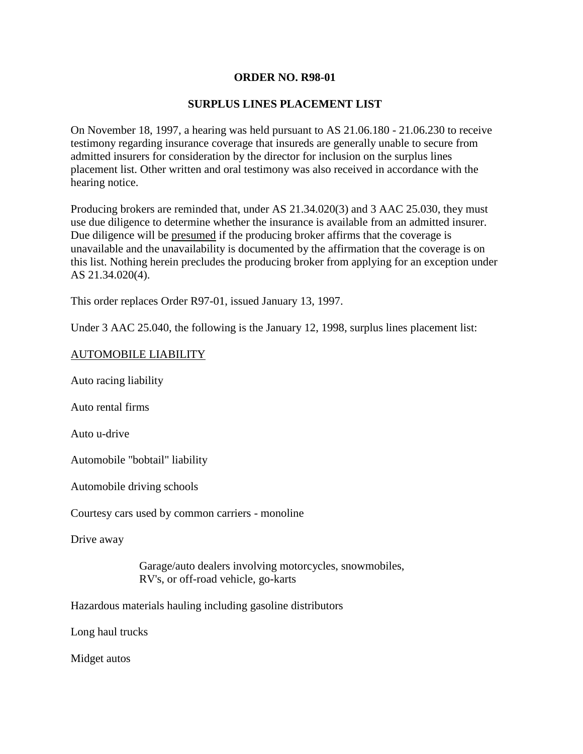**ORDER NO. R98-01**

**SURPLUS LINES PLACEMENT LIST**

On November 18, 1997, a hearing was held pursuant to AS 21.06.180 - 21.06.230 to receive testimony regarding insurance coverage that insureds are generally unable to secure from admitted insurers for consideration by the director for inclusion on the surplus lines placement list. Other written and oral testimony was also received in accordance with the hearing notice.

Producing brokers are reminded that, under AS 21.34.020(3) and 3 AAC 25.030, they must use due diligence to determine whether the insurance is available from an admitted insurer. Due diligence will be presumed if the producing broker affirms that the coverage is unavailable and the unavailability is documented by the affirmation that the coverage is on this list. Nothing herein precludes the producing broker from applying for an exception under AS 21.34.020(4).

This order replaces Order R97-01, issued January 13, 1997.

Under 3 AAC 25.040, the following is the January 12, 1998, surplus lines placement list:

AUTOMOBILE LIABILITY

Auto racing liability

Auto rental firms

Auto u-drive

Automobile "bobtail" liability

Automobile driving schools

Courtesy cars used by common carriers - monoline

Drive away

Garage/auto dealers involving motorcycles, snowmobiles, RV's, or off-road vehicle, go-karts

Hazardous materials hauling including gasoline distributors

Long haul trucks

Midget autos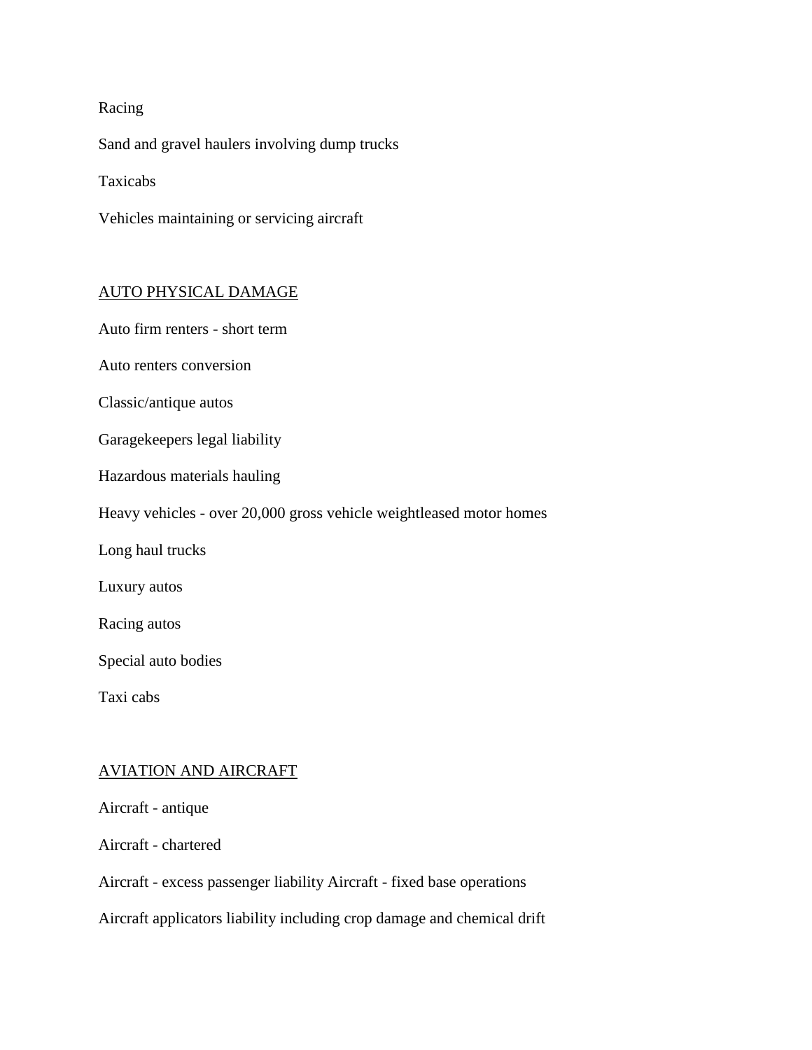Racing

Sand and gravel haulers involving dump trucks

Taxicabs

Vehicles maintaining or servicing aircraft

<u>AUTO PHYSICAL DAMAGE</u>

Auto firm renters - short term

Auto renters conversion

Classic/antique autos

Garagekeepers legal liability

Hazardous materials hauling

Heavy vehicles - over 20,000 gross vehicle weightleased motor homes

Long haul trucks

Luxury autos

Racing autos

Special auto bodies

Taxi cabs

<u>AVIATION AND AIRCRAFT</u>

Aircraft - antique

Aircraft - chartered

Aircraft - excess passenger liability Aircraft - fixed base operations

Aircraft applicators liability including crop damage and chemical drift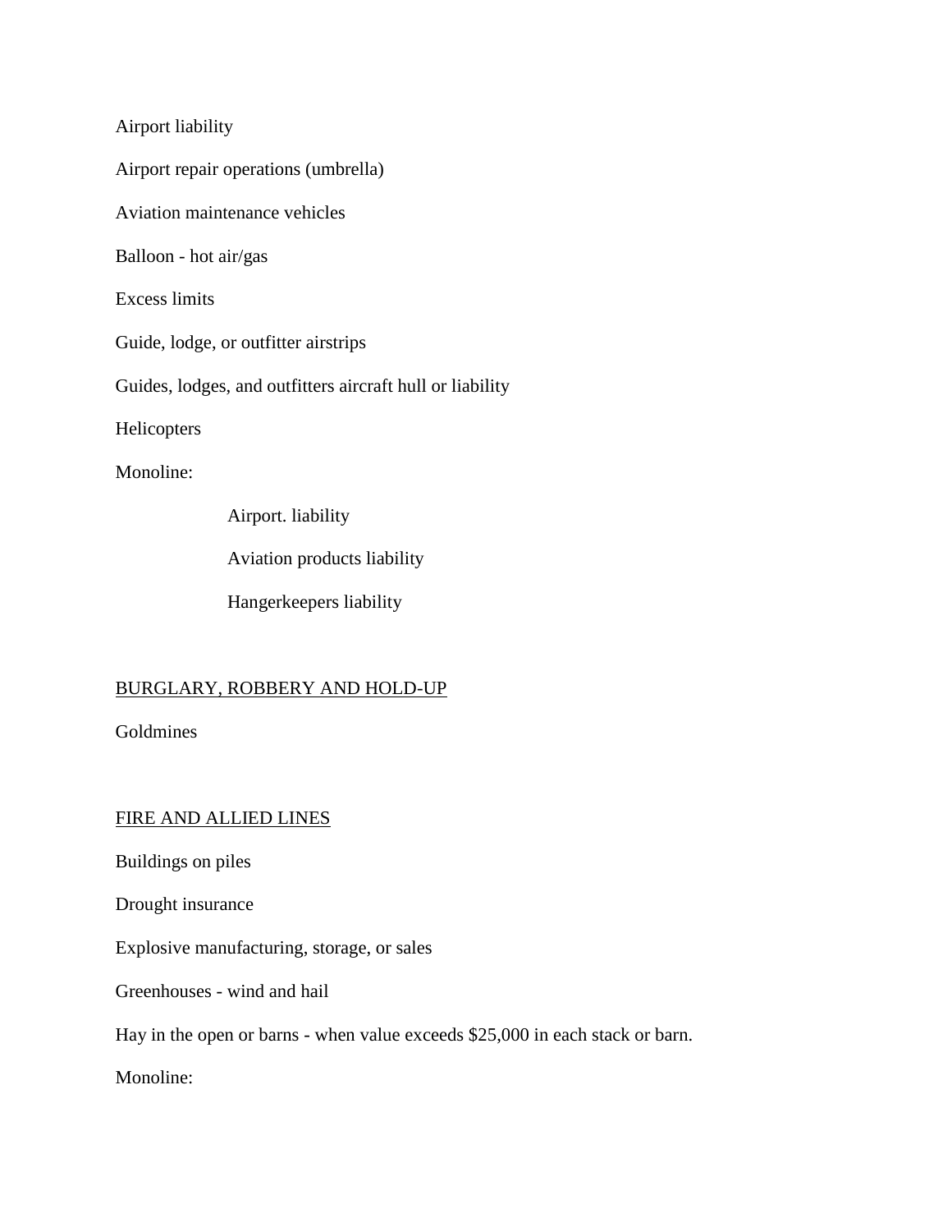Airport liability

Airport repair operations (umbrella)

Aviation maintenance vehicles

Balloon - hot air/gas

Excess limits

Guide, lodge, or outfitter airstrips

Guides, lodges, and outfitters aircraft hull or liability

Helicopters

Monoline:

- Airport. liability
- Aviation products liability
- Hangerkeepers liability

<u>BURGLARY, ROBBERY AND HOLD-UP</u>

Goldmines

<u>FIRE AND ALLIED LINES</u>

Buildings on piles

Drought insurance

Explosive manufacturing, storage, or sales

Greenhouses - wind and hail

Hay in the open or barns - when value exceeds $25,000 in each stack or barn.

Monoline: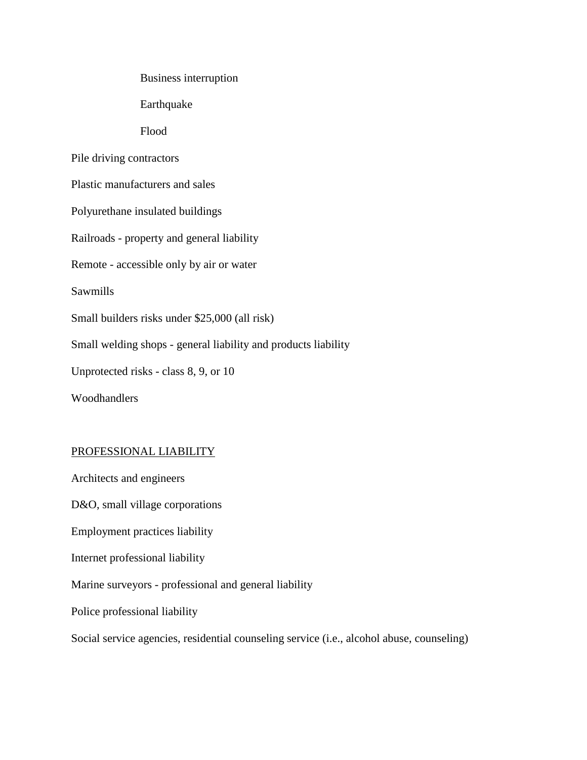Business interruption

    Earthquake

    Flood

Pile driving contractors

Plastic manufacturers and sales

Polyurethane insulated buildings

Railroads - property and general liability

Remote - accessible only by air or water

Sawmills

Small builders risks under $25,000 (all risk)

Small welding shops - general liability and products liability

Unprotected risks - class 8, 9, or 10

Woodhandlers

<u>PROFESSIONAL LIABILITY</u>

Architects and engineers

D&O, small village corporations

Employment practices liability

Internet professional liability

Marine surveyors - professional and general liability

Police professional liability

Social service agencies, residential counseling service (i.e., alcohol abuse, counseling)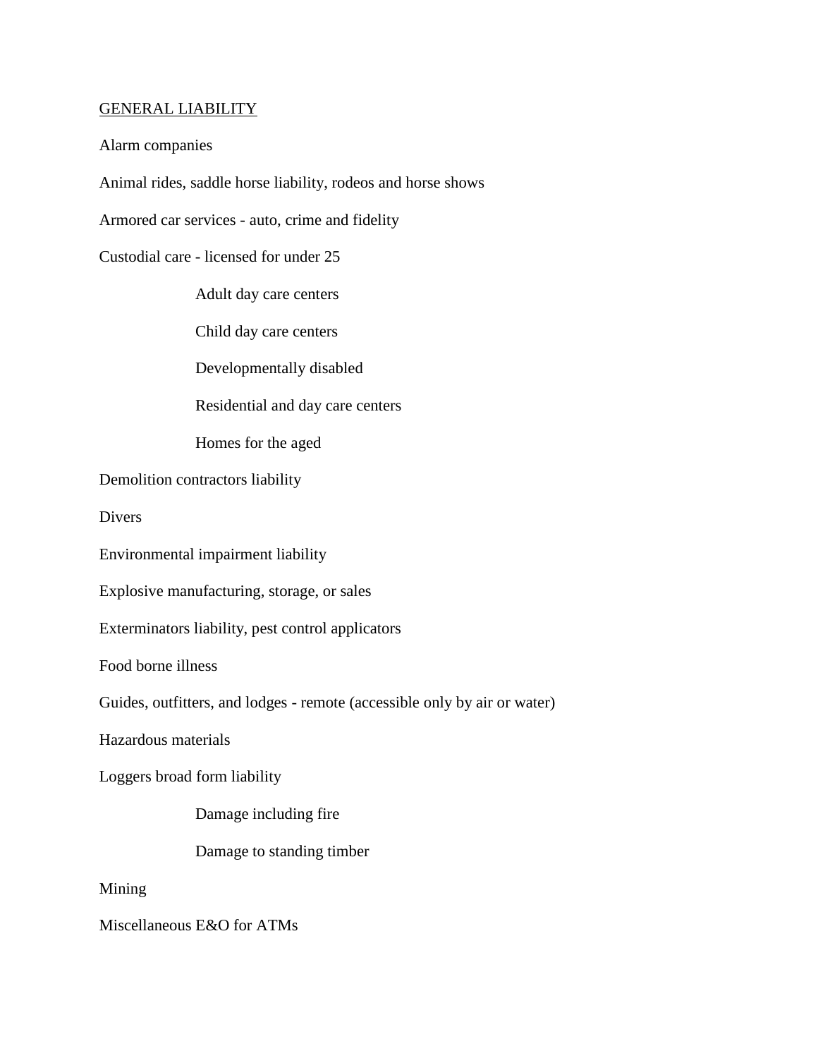<u>GENERAL LIABILITY</u>

Alarm companies

Animal rides, saddle horse liability, rodeos and horse shows

Armored car services - auto, crime and fidelity

Custodial care - licensed for under 25

- Adult day care centers
- Child day care centers
- Developmentally disabled
- Residential and day care centers
- Homes for the aged

Demolition contractors liability

Divers

Environmental impairment liability

Explosive manufacturing, storage, or sales

Exterminators liability, pest control applicators

Food borne illness

Guides, outfitters, and lodges - remote (accessible only by air or water)

Hazardous materials

Loggers broad form liability

- Damage including fire
- Damage to standing timber

Mining

Miscellaneous E&O for ATMs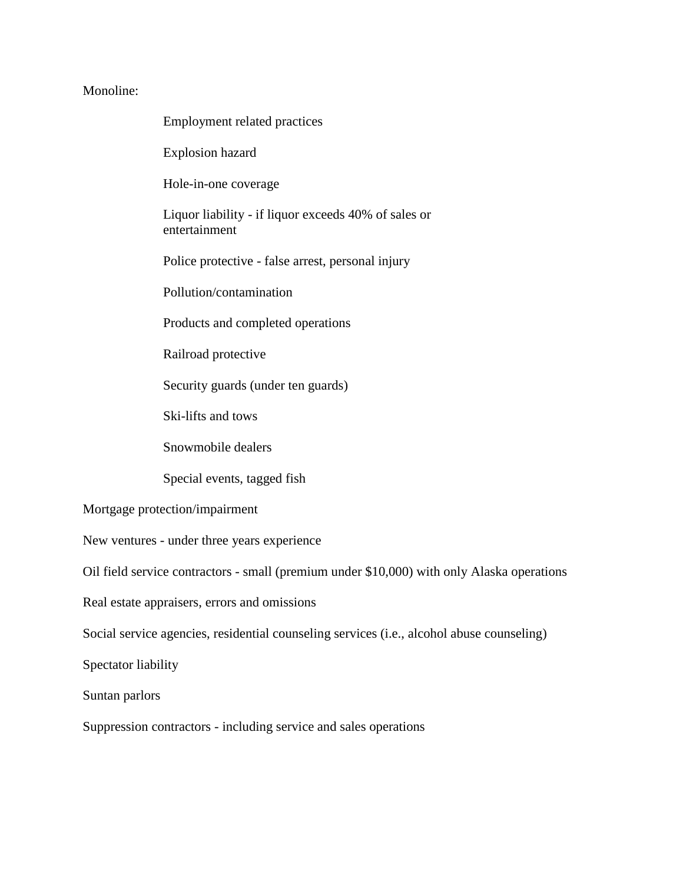Monoline:

- Employment related practices
- Explosion hazard
- Hole-in-one coverage
- Liquor liability - if liquor exceeds 40% of sales or entertainment
- Police protective - false arrest, personal injury
- Pollution/contamination
- Products and completed operations
- Railroad protective
- Security guards (under ten guards)
- Ski-lifts and tows
- Snowmobile dealers
- Special events, tagged fish

Mortgage protection/impairment

New ventures - under three years experience

Oil field service contractors - small (premium under $10,000) with only Alaska operations

Real estate appraisers, errors and omissions

Social service agencies, residential counseling services (i.e., alcohol abuse counseling)

Spectator liability

Suntan parlors

Suppression contractors - including service and sales operations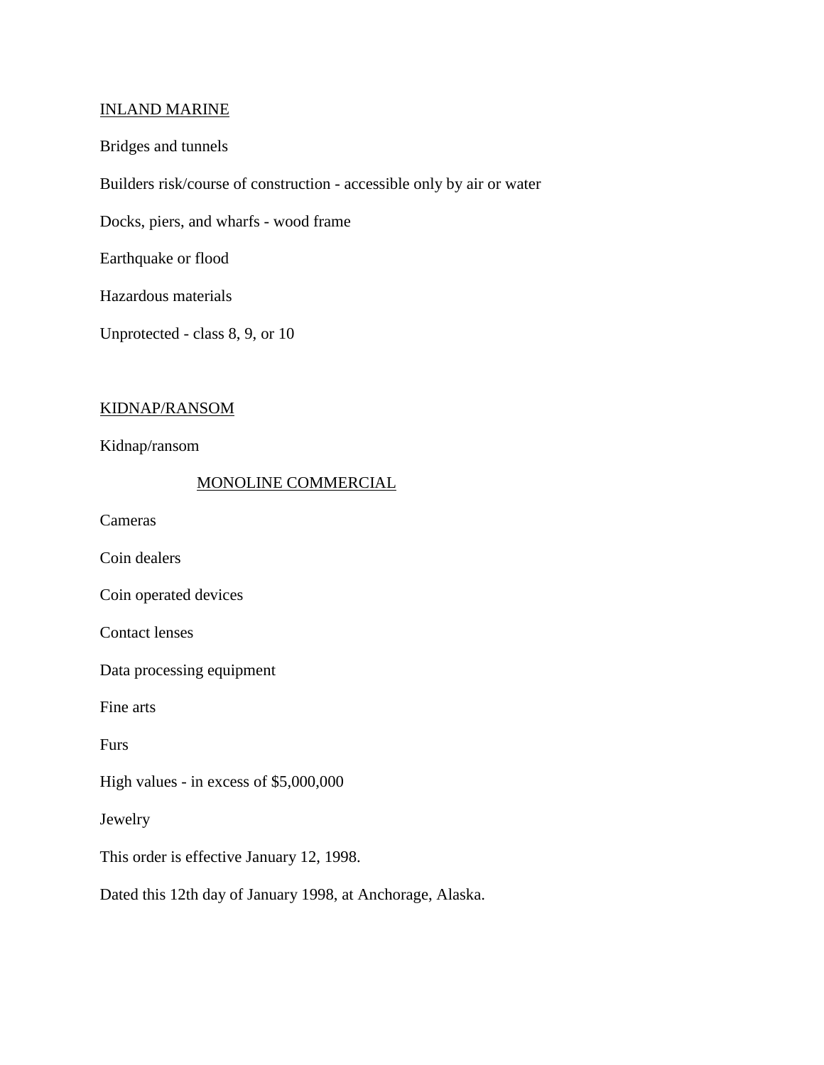INLAND MARINE

Bridges and tunnels

Builders risk/course of construction - accessible only by air or water

Docks, piers, and wharfs - wood frame

Earthquake or flood

Hazardous materials

Unprotected - class 8, 9, or 10

KIDNAP/RANSOM

Kidnap/ransom

MONOLINE COMMERCIAL

Cameras

Coin dealers

Coin operated devices

Contact lenses

Data processing equipment

Fine arts

Furs

High values - in excess of $5,000,000

Jewelry

This order is effective January 12, 1998.

Dated this 12th day of January 1998, at Anchorage, Alaska.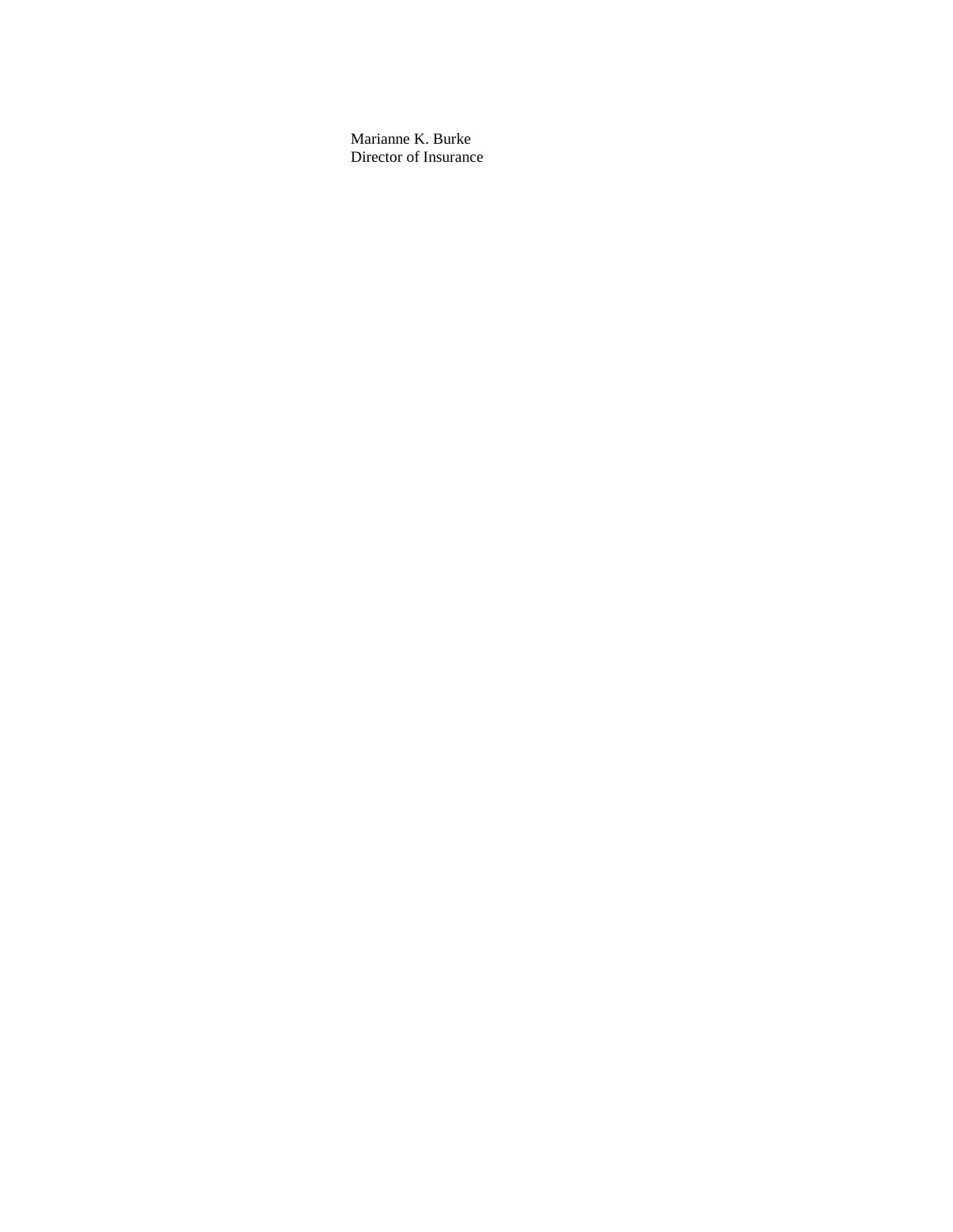Marianne K. Burke
Director of Insurance